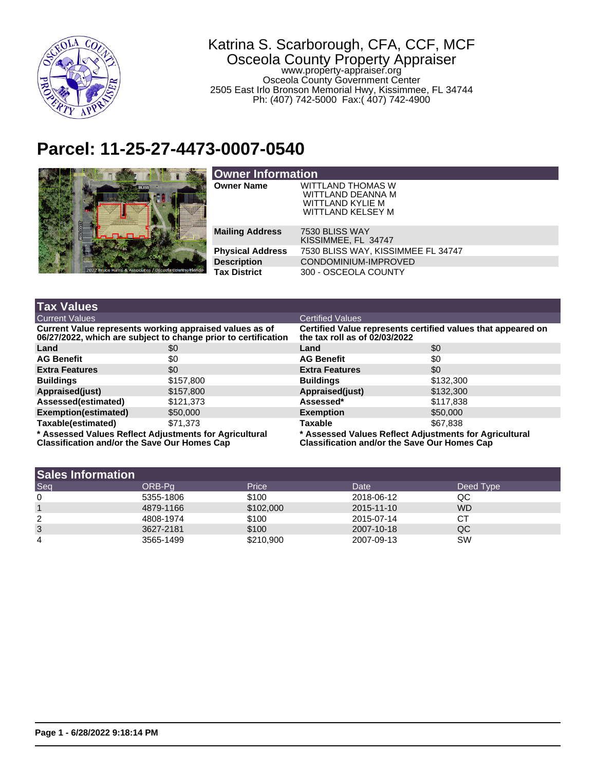Katrina S. Scarborough, CFA, CCF, MCF
Osceola County Property Appraiser
www.property-appraiser.org
Osceola County Government Center
2505 East Irlo Bronson Memorial Hwy, Kissimmee, FL 34744
Ph: (407) 742-5000 Fax:( 407) 742-4900

# Parcel: 11-25-27-4473-0007-0540

## Owner Information

| | |
|---|---|
| **Owner Name** | WITTLAND THOMAS W<br>WITTLAND DEANNA M<br>WITTLAND KYLIE M<br>WITTLAND KELSEY M |
| **Mailing Address** | 7530 BLISS WAY<br>KISSIMMEE, FL 34747 |
| **Physical Address** | 7530 BLISS WAY, KISSIMMEE FL 34747 |
| **Description** | CONDOMINIUM-IMPROVED |
| **Tax District** | 300 - OSCEOLA COUNTY |

## Tax Values

### Current Values

**Current Value represents working appraised values as of 06/27/2022, which are subject to change prior to certification**

| | |
|---|---|
| **Land** | $0 |
| **AG Benefit** | $0 |
| **Extra Features** | $0 |
| **Buildings** | $157,800 |
| **Appraised(just)** | $157,800 |
| **Assessed(estimated)** | $121,373 |
| **Exemption(estimated)** | $50,000 |
| **Taxable(estimated)** | $71,373 |

**\* Assessed Values Reflect Adjustments for Agricultural Classification and/or the Save Our Homes Cap**

### Certified Values

**Certified Value represents certified values that appeared on the tax roll as of 02/03/2022**

| | |
|---|---|
| **Land** | $0 |
| **AG Benefit** | $0 |
| **Extra Features** | $0 |
| **Buildings** | $132,300 |
| **Appraised(just)** | $132,300 |
| **Assessed*** | $117,838 |
| **Exemption** | $50,000 |
| **Taxable** | $67,838 |

**\* Assessed Values Reflect Adjustments for Agricultural Classification and/or the Save Our Homes Cap**

## Sales Information

| Seq | ORB-Pg | Price | Date | Deed Type |
|---|---|---|---|---|
| 0 | 5355-1806 | $100 | 2018-06-12 | QC |
| 1 | 4879-1166 | $102,000 | 2015-11-10 | WD |
| 2 | 4808-1974 | $100 | 2015-07-14 | CT |
| 3 | 3627-2181 | $100 | 2007-10-18 | QC |
| 4 | 3565-1499 | $210,900 | 2007-09-13 | SW |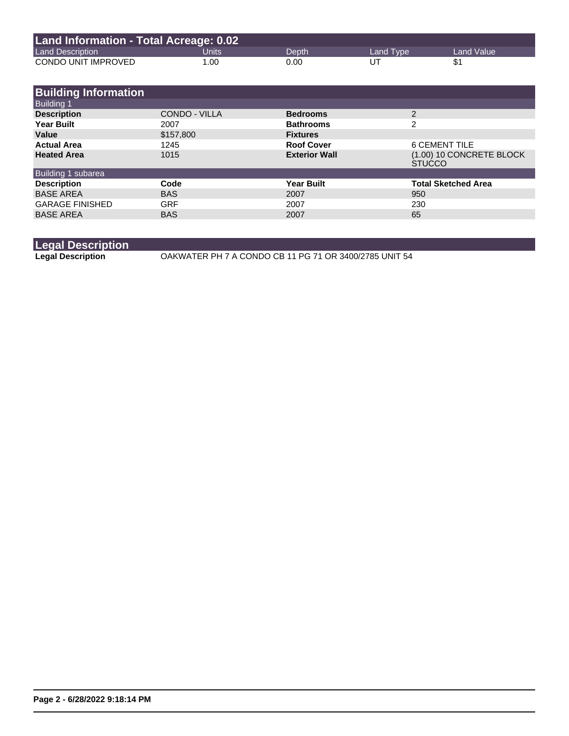## Land Information - Total Acreage: 0.02

| Land Description | Units | Depth | Land Type | Land Value |
|---|---|---|---|---|
| CONDO UNIT IMPROVED | 1.00 | 0.00 | UT | $1 |

## Building Information

### Building 1

| | | | |
|---|---|---|---|
| **Description** | CONDO - VILLA | **Bedrooms** | 2 |
| **Year Built** | 2007 | **Bathrooms** | 2 |
| **Value** | $157,800 | **Fixtures** | |
| **Actual Area** | 1245 | **Roof Cover** | 6 CEMENT TILE |
| **Heated Area** | 1015 | **Exterior Wall** | (1.00) 10 CONCRETE BLOCK STUCCO |

### Building 1 subarea

| Description | Code | Year Built | Total Sketched Area |
|---|---|---|---|
| BASE AREA | BAS | 2007 | 950 |
| GARAGE FINISHED | GRF | 2007 | 230 |
| BASE AREA | BAS | 2007 | 65 |

## Legal Description

**Legal Description** OAKWATER PH 7 A CONDO CB 11 PG 71 OR 3400/2785 UNIT 54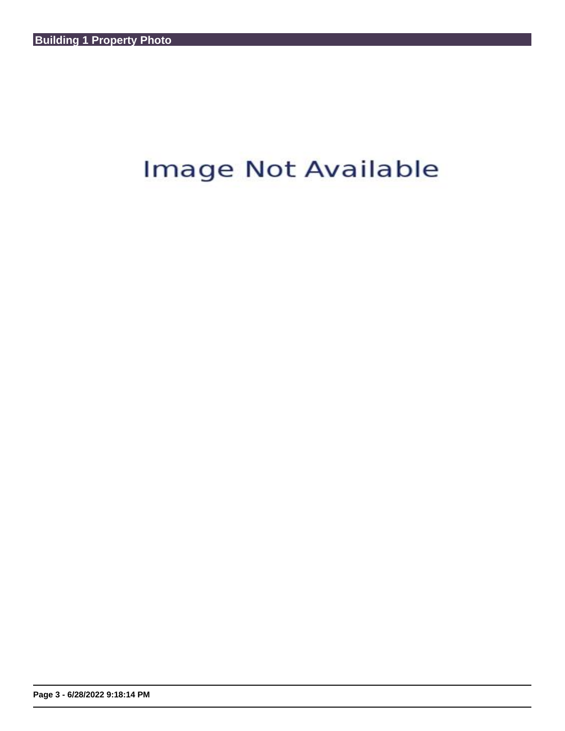## Building 1 Property Photo

Image Not Available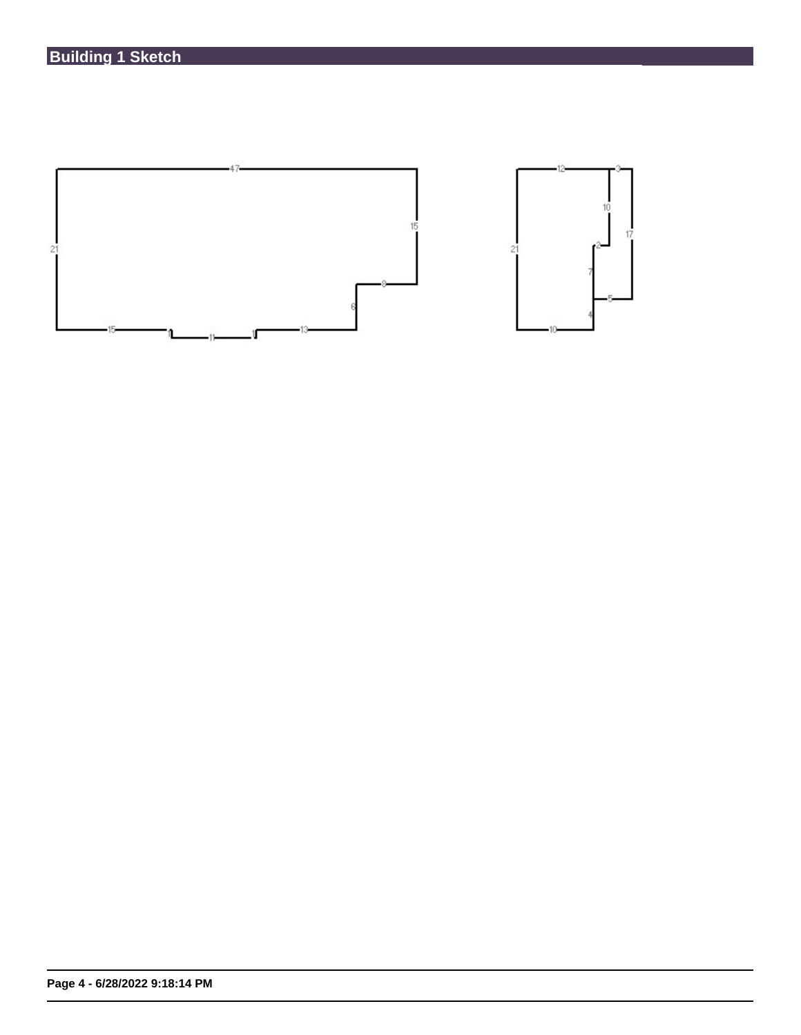## Building 1 Sketch

47

21

15

8

6

15

1

11

1

13

12

3

10

17

21

2

7

5

4

10